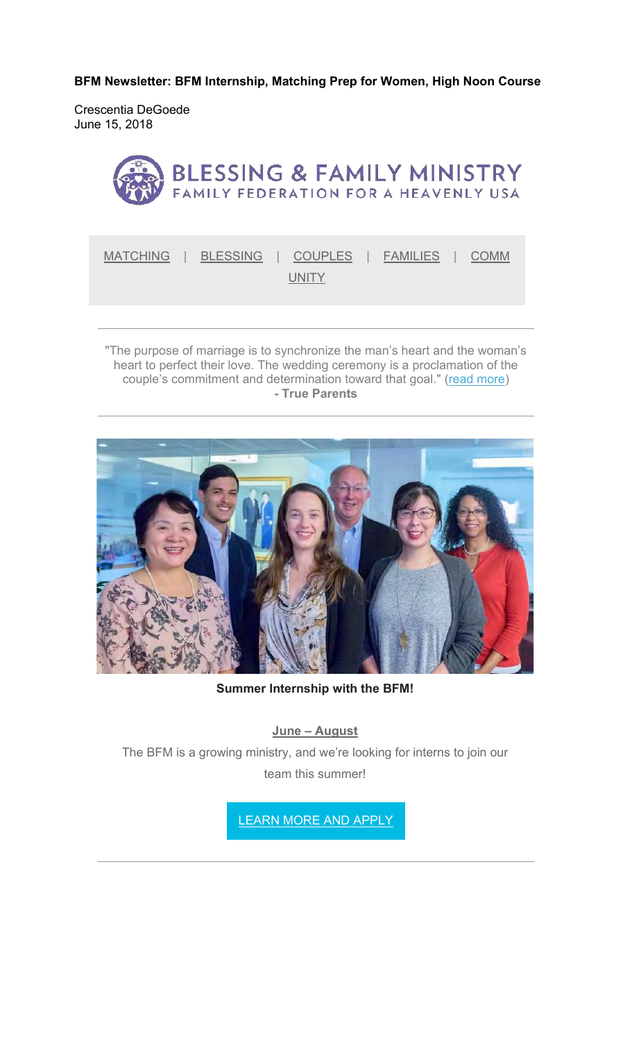**BFM Newsletter: BFM Internship, Matching Prep for Women, High Noon Course**

Crescentia DeGoede
June 15, 2018

BLESSING & FAMILY MINISTRY
FAMILY FEDERATION FOR A HEAVENLY USA

MATCHING | BLESSING | COUPLES | FAMILIES | COMMUNITY

"The purpose of marriage is to synchronize the man's heart and the woman's heart to perfect their love. The wedding ceremony is a proclamation of the couple's commitment and determination toward that goal." (read more)
**- True Parents**

**Summer Internship with the BFM!**

**June – August**

The BFM is a growing ministry, and we're looking for interns to join our team this summer!

LEARN MORE AND APPLY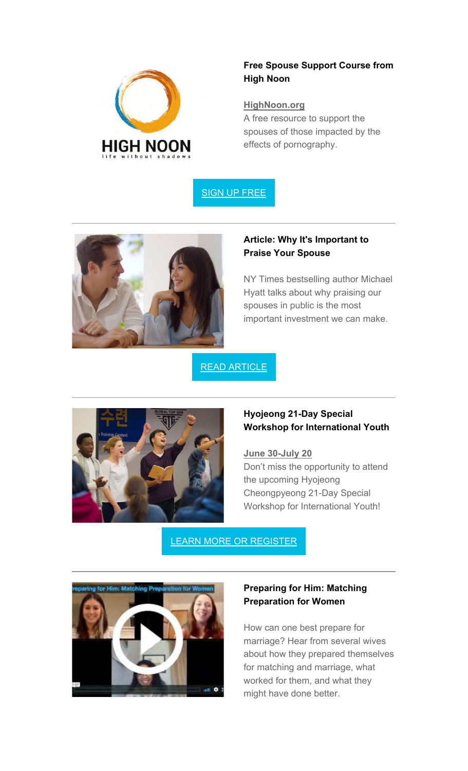**Free Spouse Support Course from High Noon**

HighNoon.org
A free resource to support the spouses of those impacted by the effects of pornography.

SIGN UP FREE

---

**Article: Why It's Important to Praise Your Spouse**

NY Times bestselling author Michael Hyatt talks about why praising our spouses in public is the most important investment we can make.

READ ARTICLE

---

**Hyojeong 21-Day Special Workshop for International Youth**

June 30-July 20
Don't miss the opportunity to attend the upcoming Hyojeong Cheongpyeong 21-Day Special Workshop for International Youth!

LEARN MORE OR REGISTER

---

**Preparing for Him: Matching Preparation for Women**

How can one best prepare for marriage? Hear from several wives about how they prepared themselves for matching and marriage, what worked for them, and what they might have done better.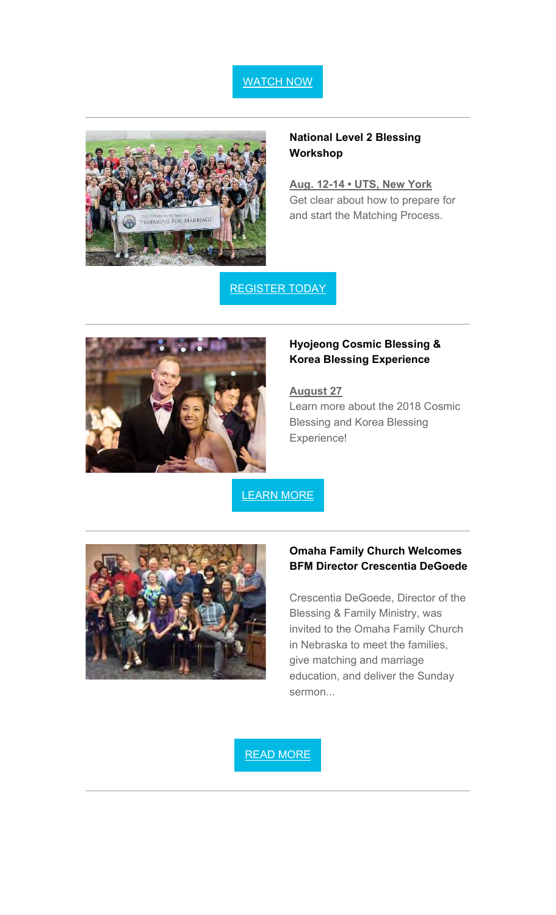WATCH NOW

---

**National Level 2 Blessing Workshop**

**Aug. 12-14 • UTS, New York**
Get clear about how to prepare for and start the Matching Process.

REGISTER TODAY

---

**Hyojeong Cosmic Blessing & Korea Blessing Experience**

**August 27**
Learn more about the 2018 Cosmic Blessing and Korea Blessing Experience!

LEARN MORE

---

**Omaha Family Church Welcomes BFM Director Crescentia DeGoede**

Crescentia DeGoede, Director of the Blessing & Family Ministry, was invited to the Omaha Family Church in Nebraska to meet the families, give matching and marriage education, and deliver the Sunday sermon...

READ MORE

---